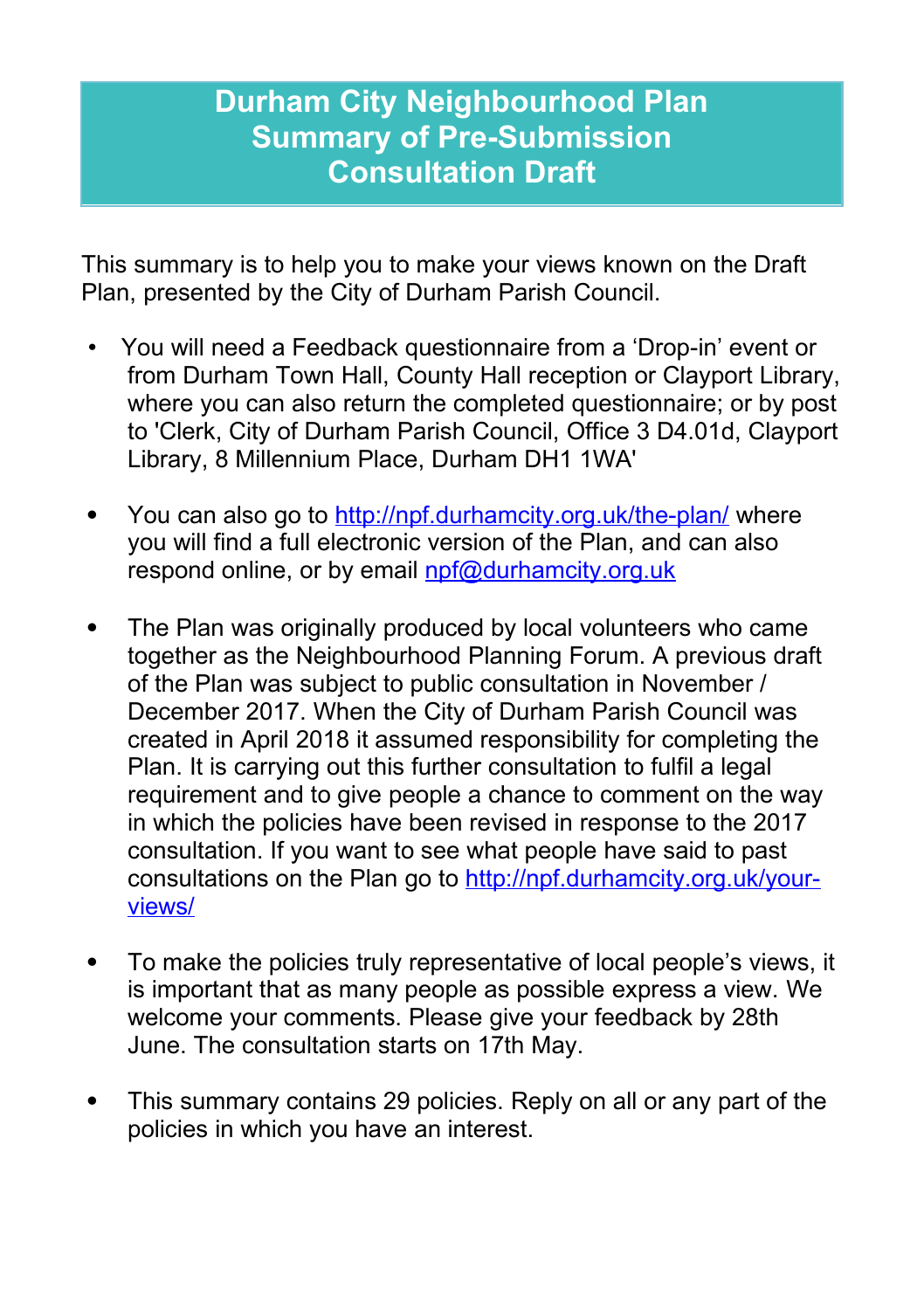# Durham City Neighbourhood Plan Summary of Pre-Submission Consultation Draft

This summary is to help you to make your views known on the Draft Plan, presented by the City of Durham Parish Council.

- You will need a Feedback questionnaire from a 'Drop-in' event or from Durham Town Hall, County Hall reception or Clayport Library, where you can also return the completed questionnaire; or by post to 'Clerk, City of Durham Parish Council, Office 3 D4.01d, Clayport Library, 8 Millennium Place, Durham DH1 1WA'

- You can also go to http://npf.durhamcity.org.uk/the-plan/ where you will find a full electronic version of the Plan, and can also respond online, or by email npf@durhamcity.org.uk

- The Plan was originally produced by local volunteers who came together as the Neighbourhood Planning Forum. A previous draft of the Plan was subject to public consultation in November / December 2017. When the City of Durham Parish Council was created in April 2018 it assumed responsibility for completing the Plan. It is carrying out this further consultation to fulfil a legal requirement and to give people a chance to comment on the way in which the policies have been revised in response to the 2017 consultation. If you want to see what people have said to past consultations on the Plan go to http://npf.durhamcity.org.uk/your-views/

- To make the policies truly representative of local people's views, it is important that as many people as possible express a view. We welcome your comments. Please give your feedback by 28th June. The consultation starts on 17th May.

- This summary contains 29 policies. Reply on all or any part of the policies in which you have an interest.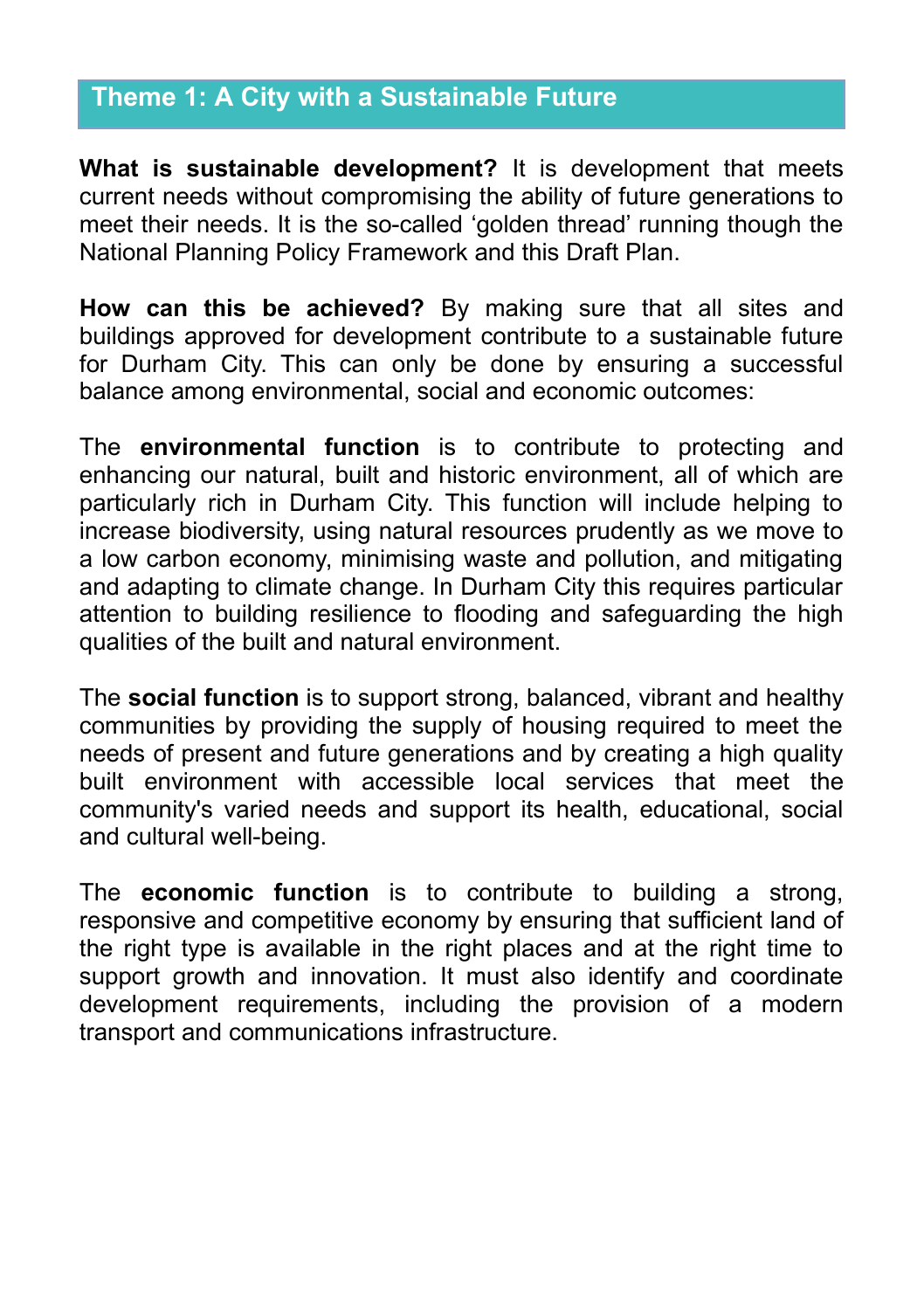## Theme 1: A City with a Sustainable Future

**What is sustainable development?** It is development that meets current needs without compromising the ability of future generations to meet their needs. It is the so-called 'golden thread' running though the National Planning Policy Framework and this Draft Plan.

**How can this be achieved?** By making sure that all sites and buildings approved for development contribute to a sustainable future for Durham City. This can only be done by ensuring a successful balance among environmental, social and economic outcomes:

The **environmental function** is to contribute to protecting and enhancing our natural, built and historic environment, all of which are particularly rich in Durham City. This function will include helping to increase biodiversity, using natural resources prudently as we move to a low carbon economy, minimising waste and pollution, and mitigating and adapting to climate change. In Durham City this requires particular attention to building resilience to flooding and safeguarding the high qualities of the built and natural environment.

The **social function** is to support strong, balanced, vibrant and healthy communities by providing the supply of housing required to meet the needs of present and future generations and by creating a high quality built environment with accessible local services that meet the community's varied needs and support its health, educational, social and cultural well-being.

The **economic function** is to contribute to building a strong, responsive and competitive economy by ensuring that sufficient land of the right type is available in the right places and at the right time to support growth and innovation. It must also identify and coordinate development requirements, including the provision of a modern transport and communications infrastructure.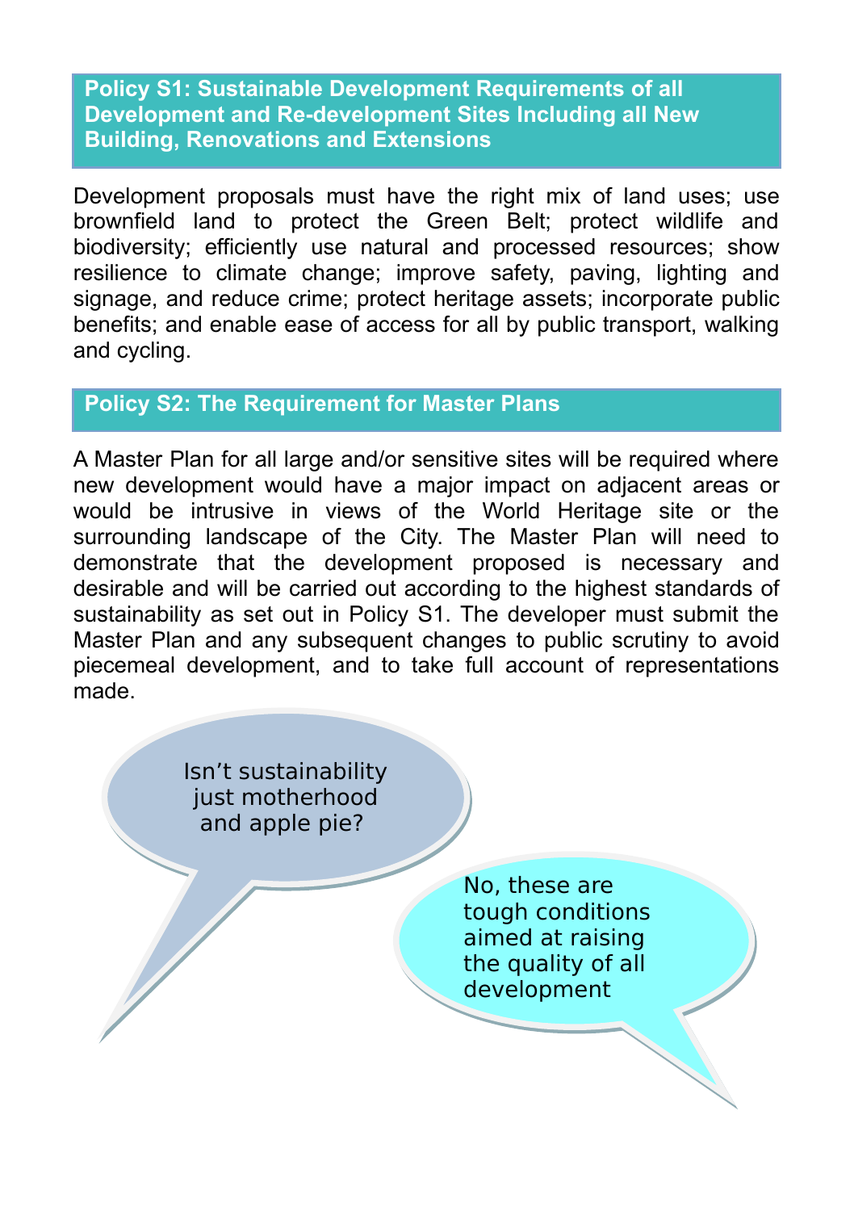## Policy S1: Sustainable Development Requirements of all Development and Re-development Sites Including all New Building, Renovations and Extensions

Development proposals must have the right mix of land uses; use brownfield land to protect the Green Belt; protect wildlife and biodiversity; efficiently use natural and processed resources; show resilience to climate change; improve safety, paving, lighting and signage, and reduce crime; protect heritage assets; incorporate public benefits; and enable ease of access for all by public transport, walking and cycling.

## Policy S2: The Requirement for Master Plans

A Master Plan for all large and/or sensitive sites will be required where new development would have a major impact on adjacent areas or would be intrusive in views of the World Heritage site or the surrounding landscape of the City. The Master Plan will need to demonstrate that the development proposed is necessary and desirable and will be carried out according to the highest standards of sustainability as set out in Policy S1. The developer must submit the Master Plan and any subsequent changes to public scrutiny to avoid piecemeal development, and to take full account of representations made.

Isn't sustainability just motherhood and apple pie?

No, these are tough conditions aimed at raising the quality of all development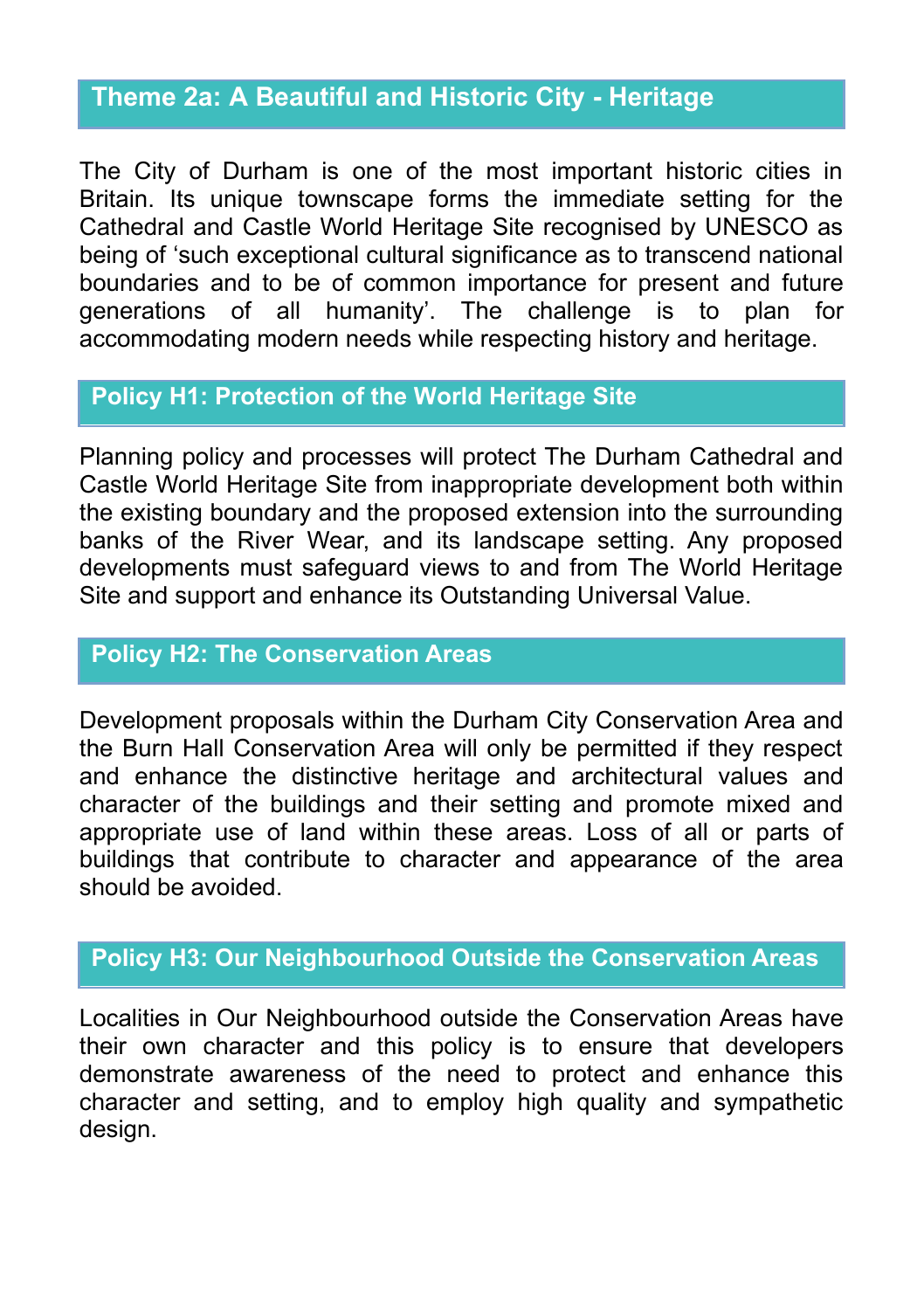## Theme 2a: A Beautiful and Historic City - Heritage

The City of Durham is one of the most important historic cities in Britain. Its unique townscape forms the immediate setting for the Cathedral and Castle World Heritage Site recognised by UNESCO as being of 'such exceptional cultural significance as to transcend national boundaries and to be of common importance for present and future generations of all humanity'. The challenge is to plan for accommodating modern needs while respecting history and heritage.

### Policy H1: Protection of the World Heritage Site

Planning policy and processes will protect The Durham Cathedral and Castle World Heritage Site from inappropriate development both within the existing boundary and the proposed extension into the surrounding banks of the River Wear, and its landscape setting. Any proposed developments must safeguard views to and from The World Heritage Site and support and enhance its Outstanding Universal Value.

### Policy H2: The Conservation Areas

Development proposals within the Durham City Conservation Area and the Burn Hall Conservation Area will only be permitted if they respect and enhance the distinctive heritage and architectural values and character of the buildings and their setting and promote mixed and appropriate use of land within these areas. Loss of all or parts of buildings that contribute to character and appearance of the area should be avoided.

### Policy H3: Our Neighbourhood Outside the Conservation Areas

Localities in Our Neighbourhood outside the Conservation Areas have their own character and this policy is to ensure that developers demonstrate awareness of the need to protect and enhance this character and setting, and to employ high quality and sympathetic design.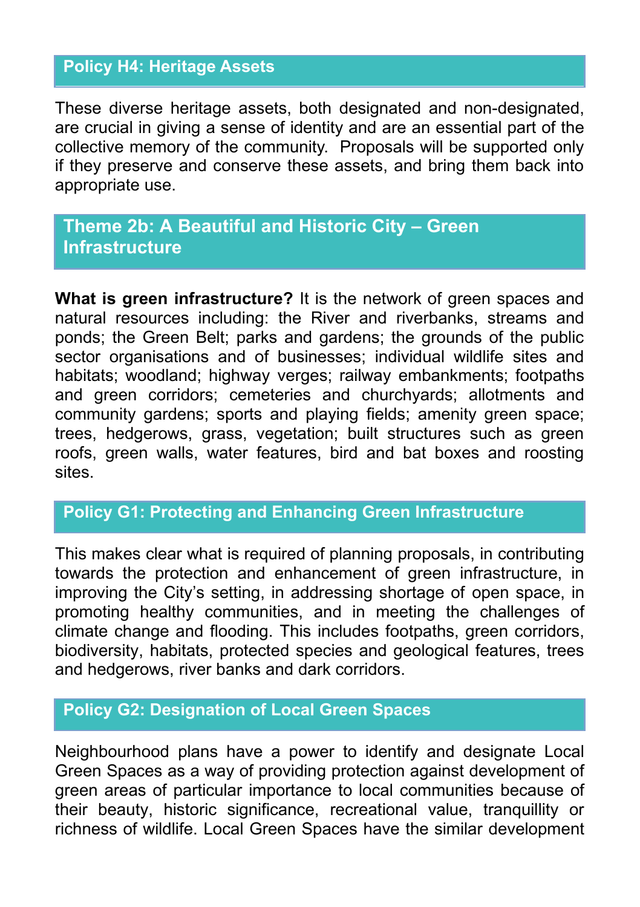### Policy H4: Heritage Assets

These diverse heritage assets, both designated and non-designated, are crucial in giving a sense of identity and are an essential part of the collective memory of the community. Proposals will be supported only if they preserve and conserve these assets, and bring them back into appropriate use.

## Theme 2b: A Beautiful and Historic City – Green Infrastructure

**What is green infrastructure?** It is the network of green spaces and natural resources including: the River and riverbanks, streams and ponds; the Green Belt; parks and gardens; the grounds of the public sector organisations and of businesses; individual wildlife sites and habitats; woodland; highway verges; railway embankments; footpaths and green corridors; cemeteries and churchyards; allotments and community gardens; sports and playing fields; amenity green space; trees, hedgerows, grass, vegetation; built structures such as green roofs, green walls, water features, bird and bat boxes and roosting sites.

### Policy G1: Protecting and Enhancing Green Infrastructure

This makes clear what is required of planning proposals, in contributing towards the protection and enhancement of green infrastructure, in improving the City's setting, in addressing shortage of open space, in promoting healthy communities, and in meeting the challenges of climate change and flooding. This includes footpaths, green corridors, biodiversity, habitats, protected species and geological features, trees and hedgerows, river banks and dark corridors.

### Policy G2: Designation of Local Green Spaces

Neighbourhood plans have a power to identify and designate Local Green Spaces as a way of providing protection against development of green areas of particular importance to local communities because of their beauty, historic significance, recreational value, tranquillity or richness of wildlife. Local Green Spaces have the similar development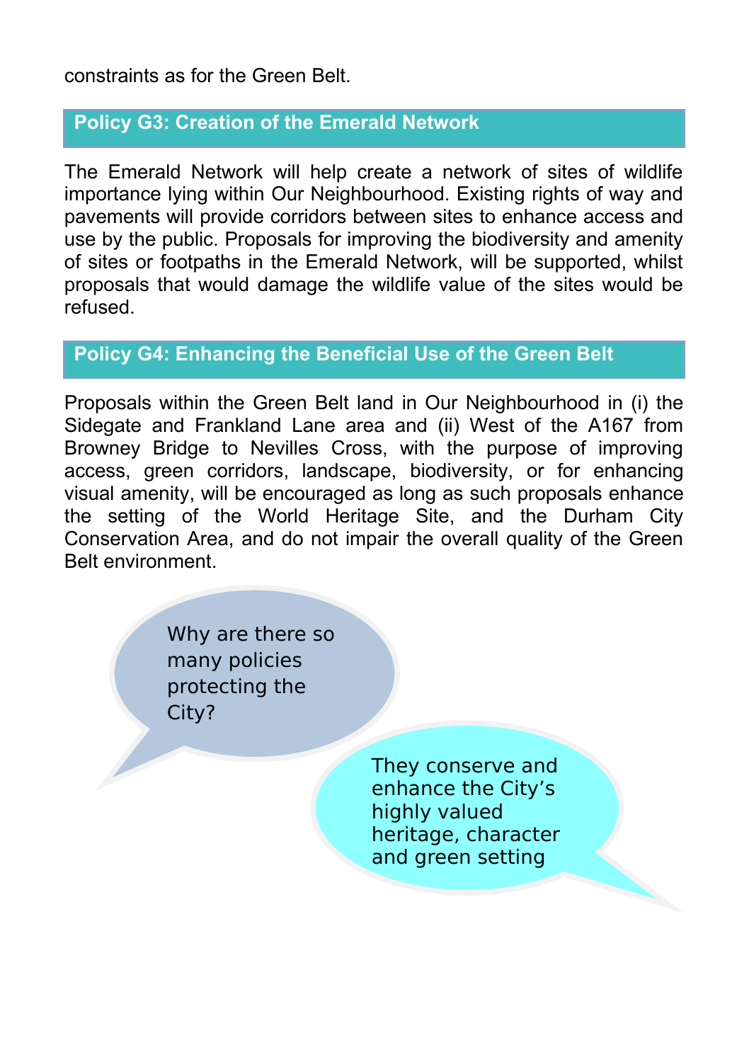constraints as for the Green Belt.

## Policy G3: Creation of the Emerald Network

The Emerald Network will help create a network of sites of wildlife importance lying within Our Neighbourhood. Existing rights of way and pavements will provide corridors between sites to enhance access and use by the public. Proposals for improving the biodiversity and amenity of sites or footpaths in the Emerald Network, will be supported, whilst proposals that would damage the wildlife value of the sites would be refused.

## Policy G4: Enhancing the Beneficial Use of the Green Belt

Proposals within the Green Belt land in Our Neighbourhood in (i) the Sidegate and Frankland Lane area and (ii) West of the A167 from Browney Bridge to Nevilles Cross, with the purpose of improving access, green corridors, landscape, biodiversity, or for enhancing visual amenity, will be encouraged as long as such proposals enhance the setting of the World Heritage Site, and the Durham City Conservation Area, and do not impair the overall quality of the Green Belt environment.

Why are there so many policies protecting the City?

They conserve and enhance the City's highly valued heritage, character and green setting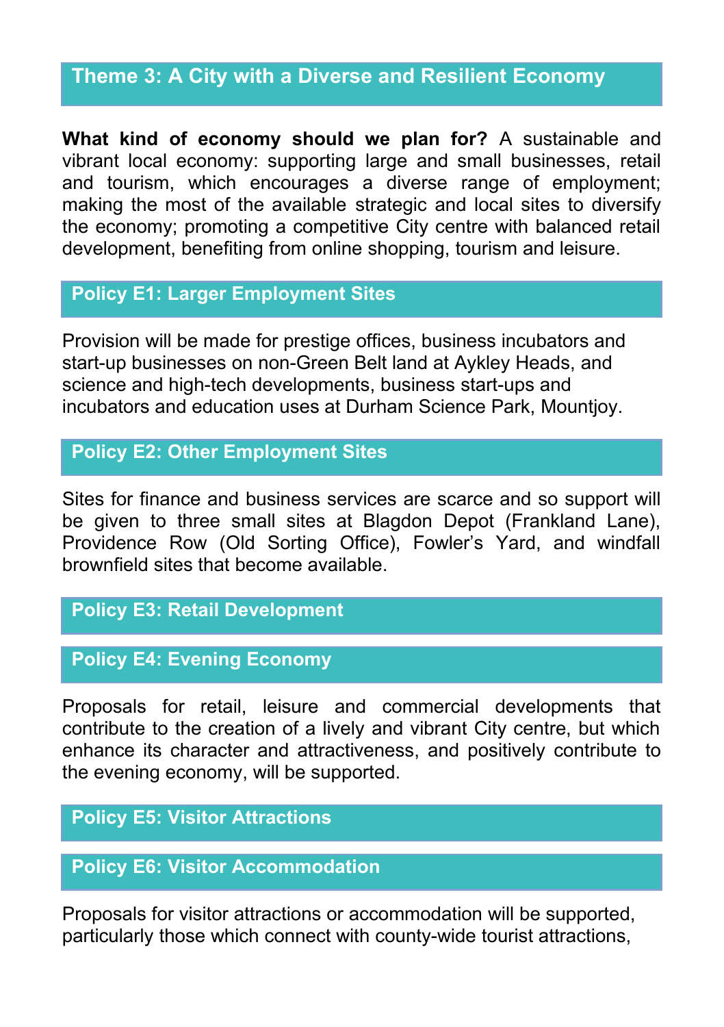## Theme 3: A City with a Diverse and Resilient Economy

**What kind of economy should we plan for?** A sustainable and vibrant local economy: supporting large and small businesses, retail and tourism, which encourages a diverse range of employment; making the most of the available strategic and local sites to diversify the economy; promoting a competitive City centre with balanced retail development, benefiting from online shopping, tourism and leisure.

### Policy E1: Larger Employment Sites

Provision will be made for prestige offices, business incubators and start-up businesses on non-Green Belt land at Aykley Heads, and science and high-tech developments, business start-ups and incubators and education uses at Durham Science Park, Mountjoy.

### Policy E2: Other Employment Sites

Sites for finance and business services are scarce and so support will be given to three small sites at Blagdon Depot (Frankland Lane), Providence Row (Old Sorting Office), Fowler's Yard, and windfall brownfield sites that become available.

### Policy E3: Retail Development

### Policy E4: Evening Economy

Proposals for retail, leisure and commercial developments that contribute to the creation of a lively and vibrant City centre, but which enhance its character and attractiveness, and positively contribute to the evening economy, will be supported.

### Policy E5: Visitor Attractions

### Policy E6: Visitor Accommodation

Proposals for visitor attractions or accommodation will be supported, particularly those which connect with county-wide tourist attractions,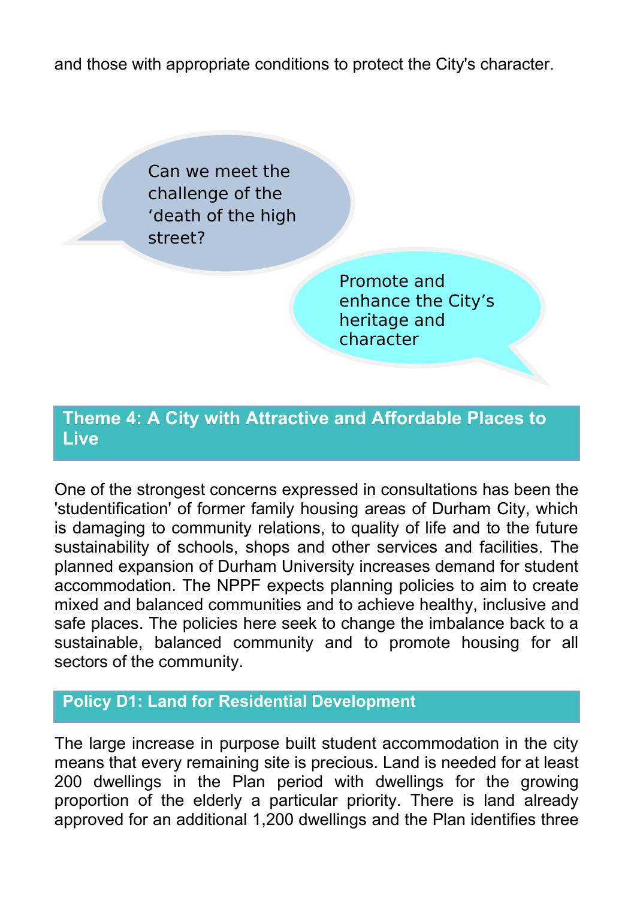and those with appropriate conditions to protect the City's character.

Can we meet the challenge of the 'death of the high street?

Promote and enhance the City's heritage and character

## Theme 4: A City with Attractive and Affordable Places to Live

One of the strongest concerns expressed in consultations has been the 'studentification' of former family housing areas of Durham City, which is damaging to community relations, to quality of life and to the future sustainability of schools, shops and other services and facilities. The planned expansion of Durham University increases demand for student accommodation. The NPPF expects planning policies to aim to create mixed and balanced communities and to achieve healthy, inclusive and safe places. The policies here seek to change the imbalance back to a sustainable, balanced community and to promote housing for all sectors of the community.

### Policy D1: Land for Residential Development

The large increase in purpose built student accommodation in the city means that every remaining site is precious. Land is needed for at least 200 dwellings in the Plan period with dwellings for the growing proportion of the elderly a particular priority. There is land already approved for an additional 1,200 dwellings and the Plan identifies three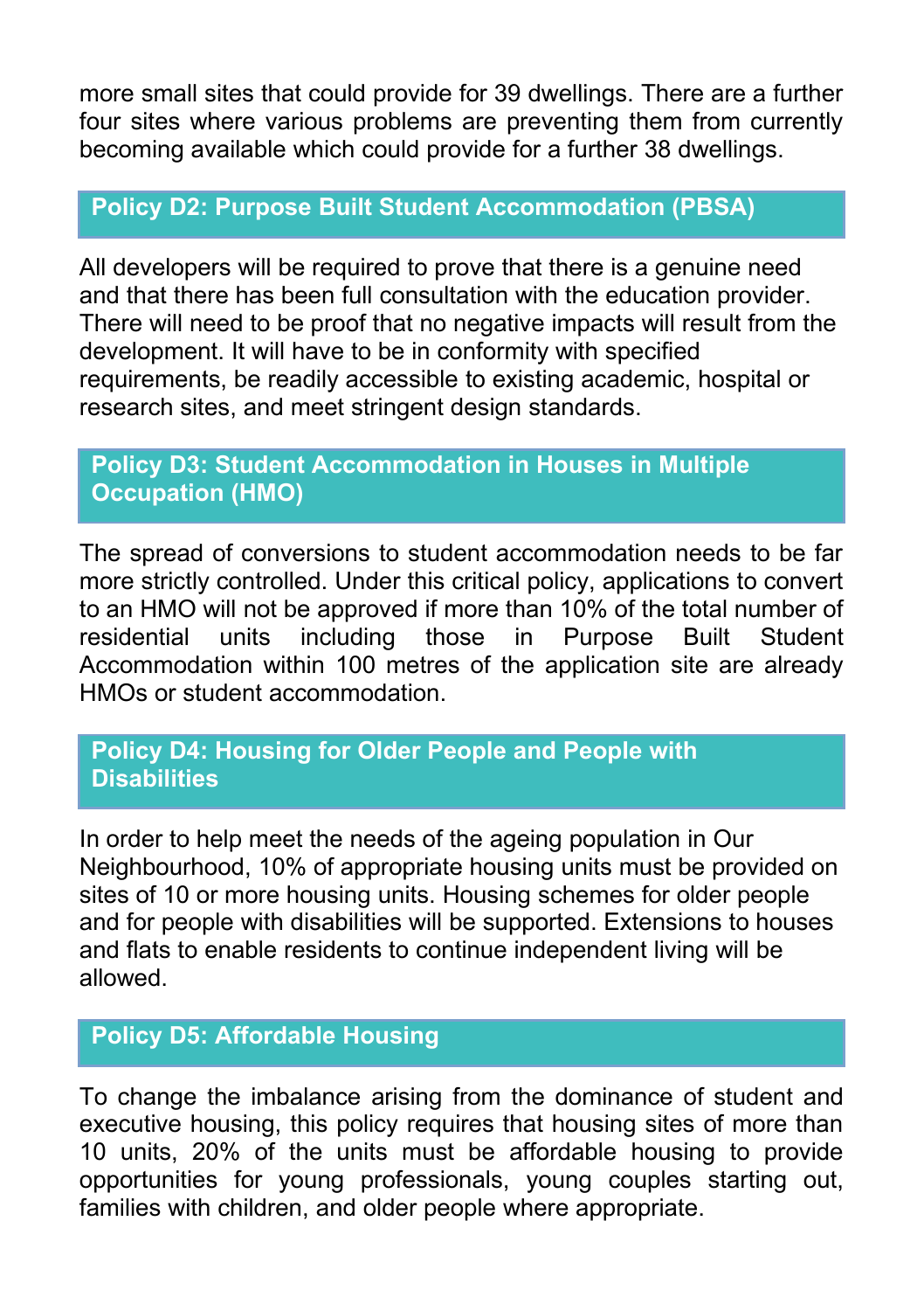more small sites that could provide for 39 dwellings. There are a further four sites where various problems are preventing them from currently becoming available which could provide for a further 38 dwellings.

## Policy D2: Purpose Built Student Accommodation (PBSA)

All developers will be required to prove that there is a genuine need and that there has been full consultation with the education provider. There will need to be proof that no negative impacts will result from the development. It will have to be in conformity with specified requirements, be readily accessible to existing academic, hospital or research sites, and meet stringent design standards.

## Policy D3: Student Accommodation in Houses in Multiple Occupation (HMO)

The spread of conversions to student accommodation needs to be far more strictly controlled. Under this critical policy, applications to convert to an HMO will not be approved if more than 10% of the total number of residential units including those in Purpose Built Student Accommodation within 100 metres of the application site are already HMOs or student accommodation.

## Policy D4: Housing for Older People and People with Disabilities

In order to help meet the needs of the ageing population in Our Neighbourhood, 10% of appropriate housing units must be provided on sites of 10 or more housing units. Housing schemes for older people and for people with disabilities will be supported. Extensions to houses and flats to enable residents to continue independent living will be allowed.

## Policy D5: Affordable Housing

To change the imbalance arising from the dominance of student and executive housing, this policy requires that housing sites of more than 10 units, 20% of the units must be affordable housing to provide opportunities for young professionals, young couples starting out, families with children, and older people where appropriate.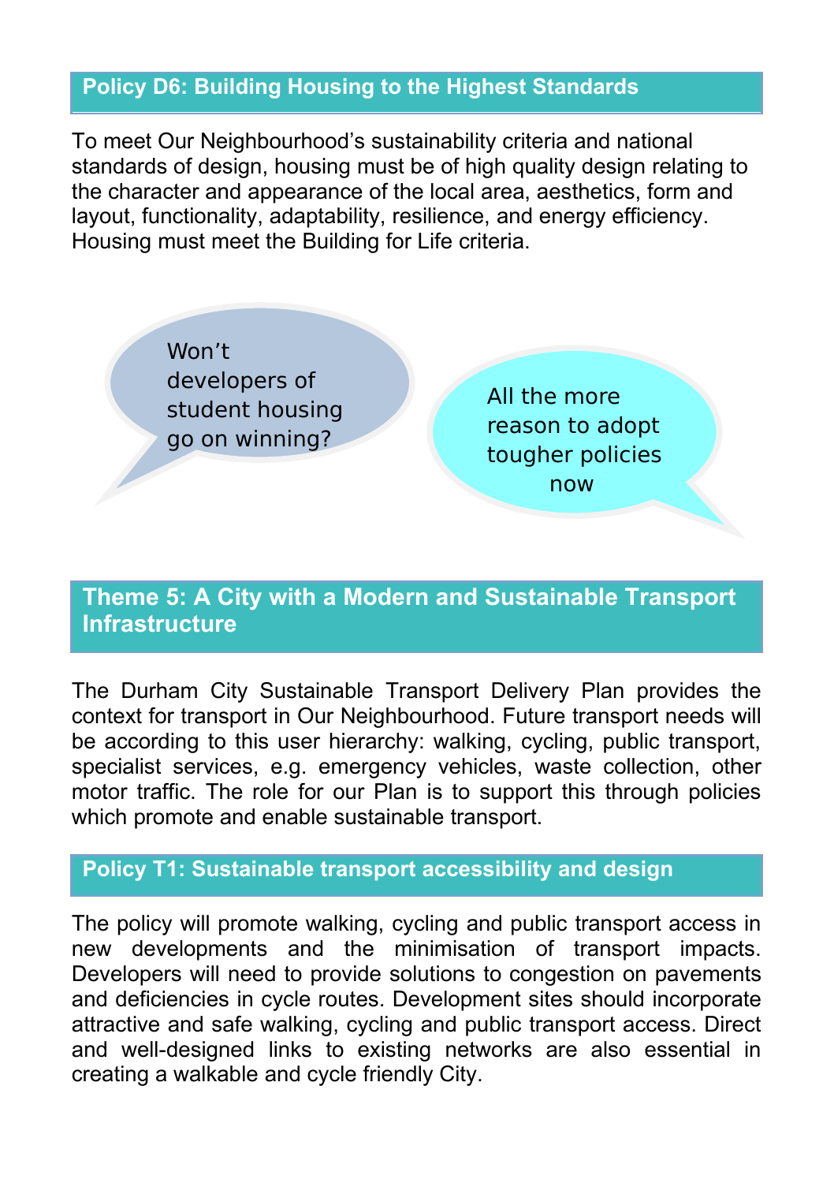## Policy D6: Building Housing to the Highest Standards

To meet Our Neighbourhood's sustainability criteria and national standards of design, housing must be of high quality design relating to the character and appearance of the local area, aesthetics, form and layout, functionality, adaptability, resilience, and energy efficiency. Housing must meet the Building for Life criteria.

Won't developers of student housing go on winning?

All the more reason to adopt tougher policies now

## Theme 5: A City with a Modern and Sustainable Transport Infrastructure

The Durham City Sustainable Transport Delivery Plan provides the context for transport in Our Neighbourhood. Future transport needs will be according to this user hierarchy: walking, cycling, public transport, specialist services, e.g. emergency vehicles, waste collection, other motor traffic. The role for our Plan is to support this through policies which promote and enable sustainable transport.

## Policy T1: Sustainable transport accessibility and design

The policy will promote walking, cycling and public transport access in new developments and the minimisation of transport impacts. Developers will need to provide solutions to congestion on pavements and deficiencies in cycle routes. Development sites should incorporate attractive and safe walking, cycling and public transport access. Direct and well-designed links to existing networks are also essential in creating a walkable and cycle friendly City.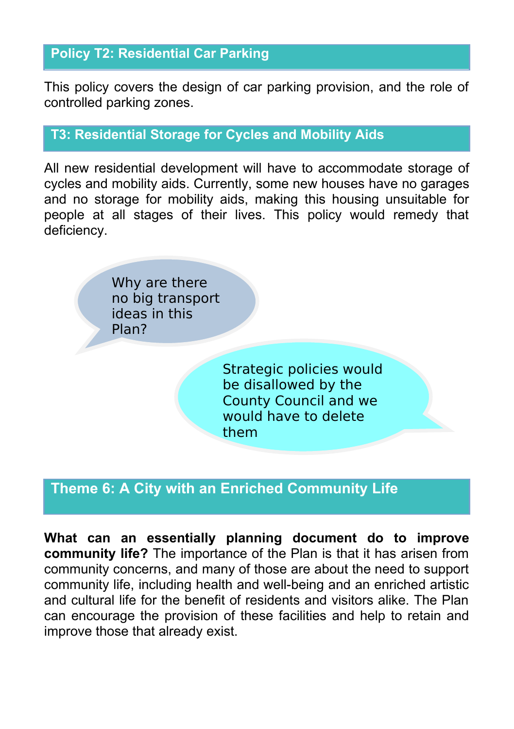## Policy T2: Residential Car Parking

This policy covers the design of car parking provision, and the role of controlled parking zones.

## T3: Residential Storage for Cycles and Mobility Aids

All new residential development will have to accommodate storage of cycles and mobility aids. Currently, some new houses have no garages and no storage for mobility aids, making this housing unsuitable for people at all stages of their lives. This policy would remedy that deficiency.

Why are there no big transport ideas in this Plan?

Strategic policies would be disallowed by the County Council and we would have to delete them

## Theme 6: A City with an Enriched Community Life

**What can an essentially planning document do to improve community life?** The importance of the Plan is that it has arisen from community concerns, and many of those are about the need to support community life, including health and well-being and an enriched artistic and cultural life for the benefit of residents and visitors alike. The Plan can encourage the provision of these facilities and help to retain and improve those that already exist.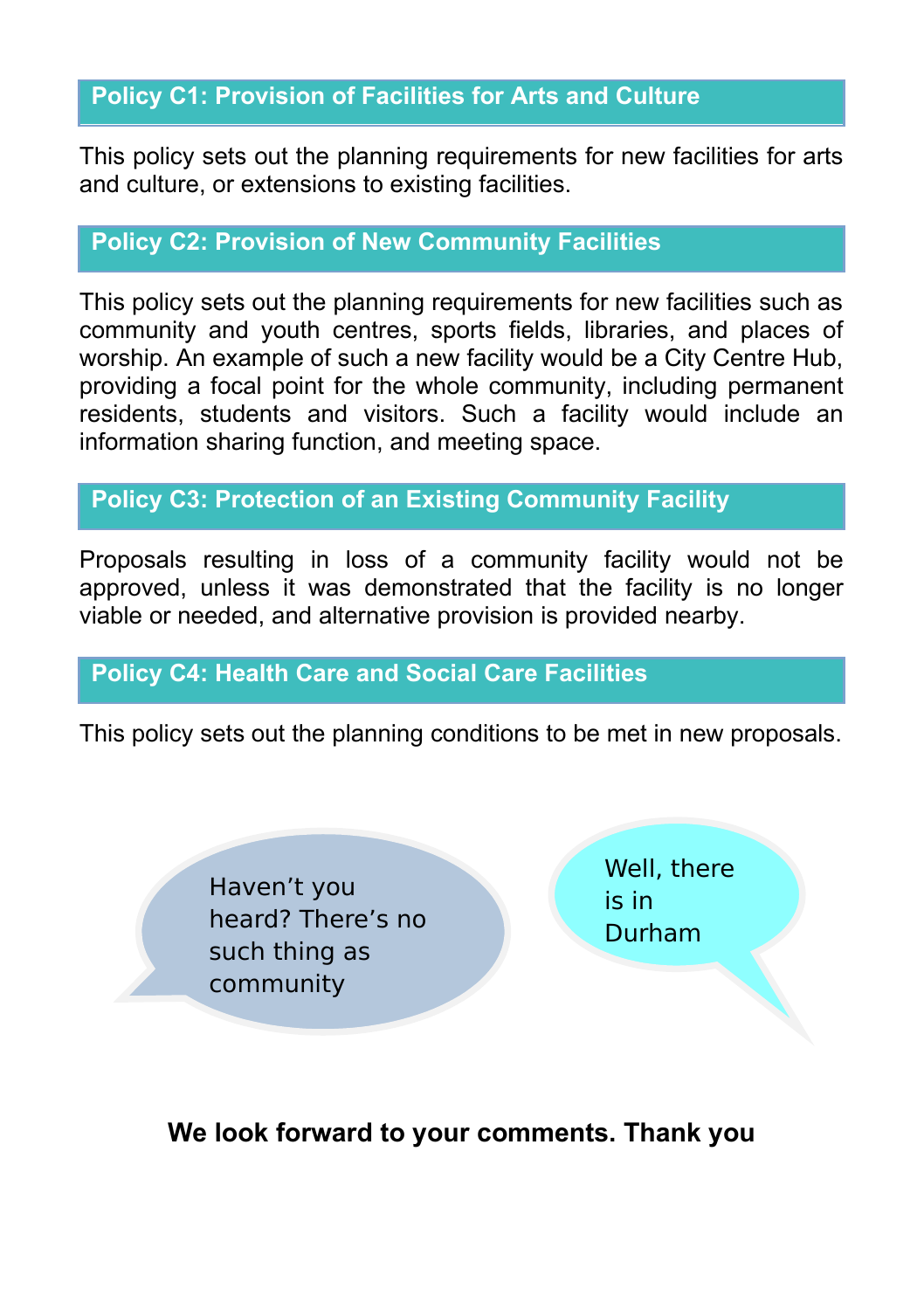## Policy C1: Provision of Facilities for Arts and Culture

This policy sets out the planning requirements for new facilities for arts and culture, or extensions to existing facilities.

## Policy C2: Provision of New Community Facilities

This policy sets out the planning requirements for new facilities such as community and youth centres, sports fields, libraries, and places of worship. An example of such a new facility would be a City Centre Hub, providing a focal point for the whole community, including permanent residents, students and visitors. Such a facility would include an information sharing function, and meeting space.

## Policy C3: Protection of an Existing Community Facility

Proposals resulting in loss of a community facility would not be approved, unless it was demonstrated that the facility is no longer viable or needed, and alternative provision is provided nearby.

## Policy C4: Health Care and Social Care Facilities

This policy sets out the planning conditions to be met in new proposals.

Haven't you heard? There's no such thing as community

Well, there is in Durham

**We look forward to your comments. Thank you**